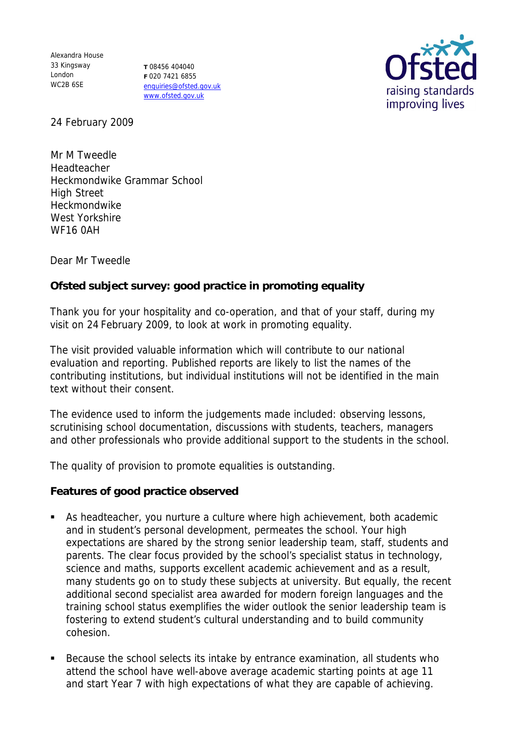Alexandra House
33 Kingsway
London
WC2B 6SE

**T** 08456 404040
**F** 020 7421 6855
enquiries@ofsted.gov.uk
www.ofsted.gov.uk

24 February 2009

Mr M Tweedle
Headteacher
Heckmondwike Grammar School
High Street
Heckmondwike
West Yorkshire
WF16 0AH

Dear Mr Tweedle

**Ofsted subject survey: good practice in promoting equality**

Thank you for your hospitality and co-operation, and that of your staff, during my visit on 24 February 2009, to look at work in promoting equality.

The visit provided valuable information which will contribute to our national evaluation and reporting. Published reports are likely to list the names of the contributing institutions, but individual institutions will not be identified in the main text without their consent.

The evidence used to inform the judgements made included: observing lessons, scrutinising school documentation, discussions with students, teachers, managers and other professionals who provide additional support to the students in the school.

The quality of provision to promote equalities is outstanding.

**Features of good practice observed**

- As headteacher, you nurture a culture where high achievement, both academic and in student's personal development, permeates the school. Your high expectations are shared by the strong senior leadership team, staff, students and parents. The clear focus provided by the school's specialist status in technology, science and maths, supports excellent academic achievement and as a result, many students go on to study these subjects at university. But equally, the recent additional second specialist area awarded for modern foreign languages and the training school status exemplifies the wider outlook the senior leadership team is fostering to extend student's cultural understanding and to build community cohesion.
- Because the school selects its intake by entrance examination, all students who attend the school have well-above average academic starting points at age 11 and start Year 7 with high expectations of what they are capable of achieving.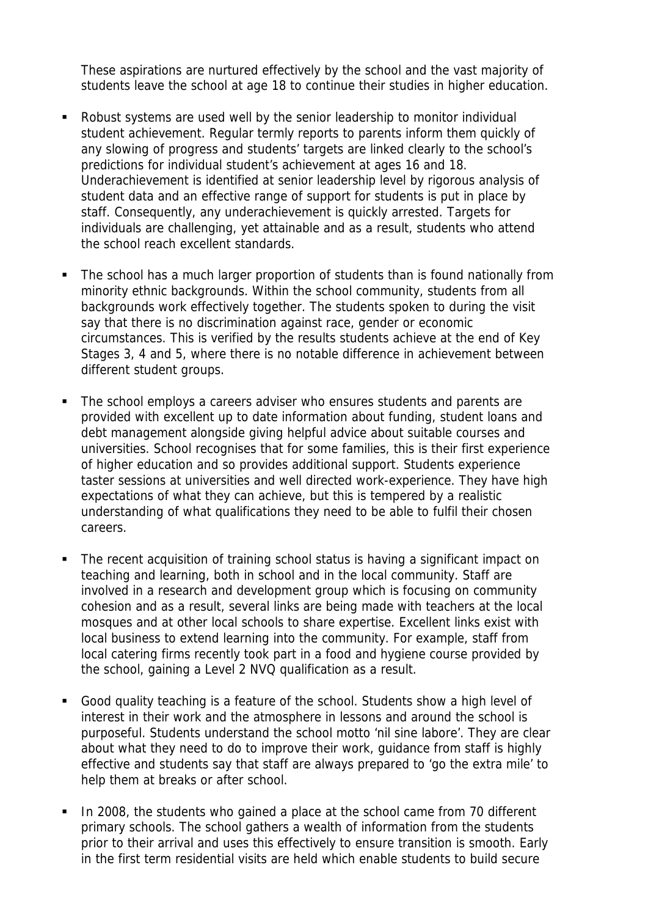These aspirations are nurtured effectively by the school and the vast majority of students leave the school at age 18 to continue their studies in higher education.

- Robust systems are used well by the senior leadership to monitor individual student achievement. Regular termly reports to parents inform them quickly of any slowing of progress and students' targets are linked clearly to the school's predictions for individual student's achievement at ages 16 and 18. Underachievement is identified at senior leadership level by rigorous analysis of student data and an effective range of support for students is put in place by staff. Consequently, any underachievement is quickly arrested. Targets for individuals are challenging, yet attainable and as a result, students who attend the school reach excellent standards.

- The school has a much larger proportion of students than is found nationally from minority ethnic backgrounds. Within the school community, students from all backgrounds work effectively together. The students spoken to during the visit say that there is no discrimination against race, gender or economic circumstances. This is verified by the results students achieve at the end of Key Stages 3, 4 and 5, where there is no notable difference in achievement between different student groups.

- The school employs a careers adviser who ensures students and parents are provided with excellent up to date information about funding, student loans and debt management alongside giving helpful advice about suitable courses and universities. School recognises that for some families, this is their first experience of higher education and so provides additional support. Students experience taster sessions at universities and well directed work-experience. They have high expectations of what they can achieve, but this is tempered by a realistic understanding of what qualifications they need to be able to fulfil their chosen careers.

- The recent acquisition of training school status is having a significant impact on teaching and learning, both in school and in the local community. Staff are involved in a research and development group which is focusing on community cohesion and as a result, several links are being made with teachers at the local mosques and at other local schools to share expertise. Excellent links exist with local business to extend learning into the community. For example, staff from local catering firms recently took part in a food and hygiene course provided by the school, gaining a Level 2 NVQ qualification as a result.

- Good quality teaching is a feature of the school. Students show a high level of interest in their work and the atmosphere in lessons and around the school is purposeful. Students understand the school motto 'nil sine labore'. They are clear about what they need to do to improve their work, guidance from staff is highly effective and students say that staff are always prepared to 'go the extra mile' to help them at breaks or after school.

- In 2008, the students who gained a place at the school came from 70 different primary schools. The school gathers a wealth of information from the students prior to their arrival and uses this effectively to ensure transition is smooth. Early in the first term residential visits are held which enable students to build secure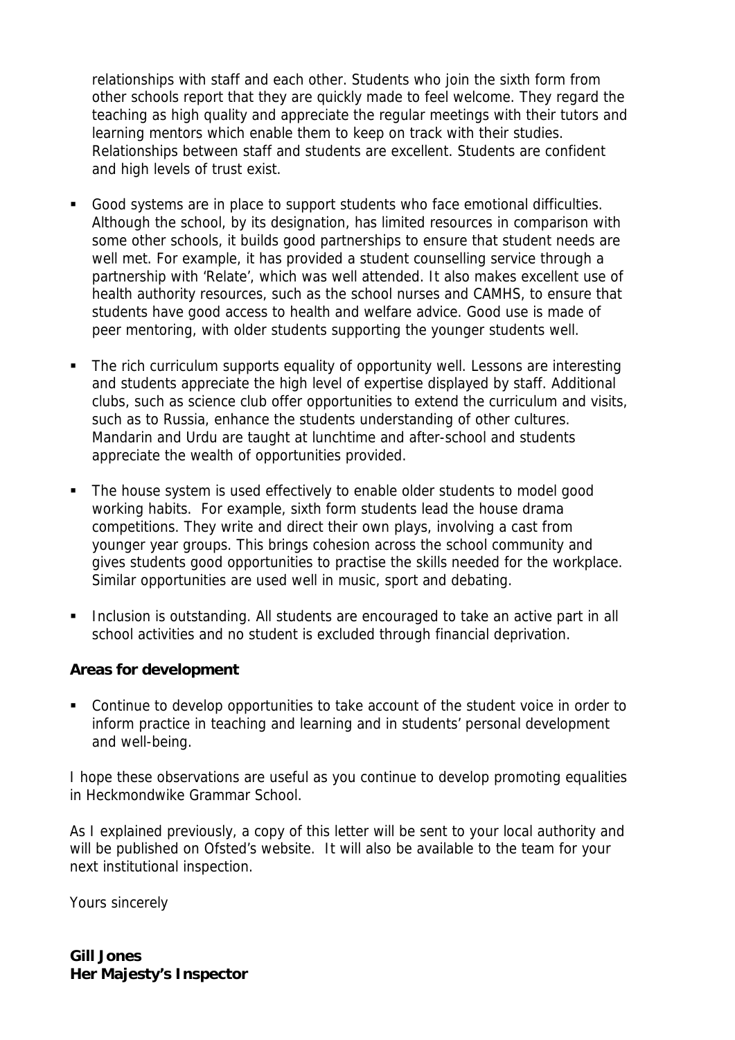relationships with staff and each other. Students who join the sixth form from other schools report that they are quickly made to feel welcome. They regard the teaching as high quality and appreciate the regular meetings with their tutors and learning mentors which enable them to keep on track with their studies. Relationships between staff and students are excellent. Students are confident and high levels of trust exist.

- Good systems are in place to support students who face emotional difficulties. Although the school, by its designation, has limited resources in comparison with some other schools, it builds good partnerships to ensure that student needs are well met. For example, it has provided a student counselling service through a partnership with 'Relate', which was well attended. It also makes excellent use of health authority resources, such as the school nurses and CAMHS, to ensure that students have good access to health and welfare advice. Good use is made of peer mentoring, with older students supporting the younger students well.
- The rich curriculum supports equality of opportunity well. Lessons are interesting and students appreciate the high level of expertise displayed by staff. Additional clubs, such as science club offer opportunities to extend the curriculum and visits, such as to Russia, enhance the students understanding of other cultures. Mandarin and Urdu are taught at lunchtime and after-school and students appreciate the wealth of opportunities provided.
- The house system is used effectively to enable older students to model good working habits. For example, sixth form students lead the house drama competitions. They write and direct their own plays, involving a cast from younger year groups. This brings cohesion across the school community and gives students good opportunities to practise the skills needed for the workplace. Similar opportunities are used well in music, sport and debating.
- Inclusion is outstanding. All students are encouraged to take an active part in all school activities and no student is excluded through financial deprivation.

**Areas for development**

- Continue to develop opportunities to take account of the student voice in order to inform practice in teaching and learning and in students' personal development and well-being.

I hope these observations are useful as you continue to develop promoting equalities in Heckmondwike Grammar School.

As I explained previously, a copy of this letter will be sent to your local authority and will be published on Ofsted's website. It will also be available to the team for your next institutional inspection.

Yours sincerely

**Gill Jones**
**Her Majesty's Inspector**